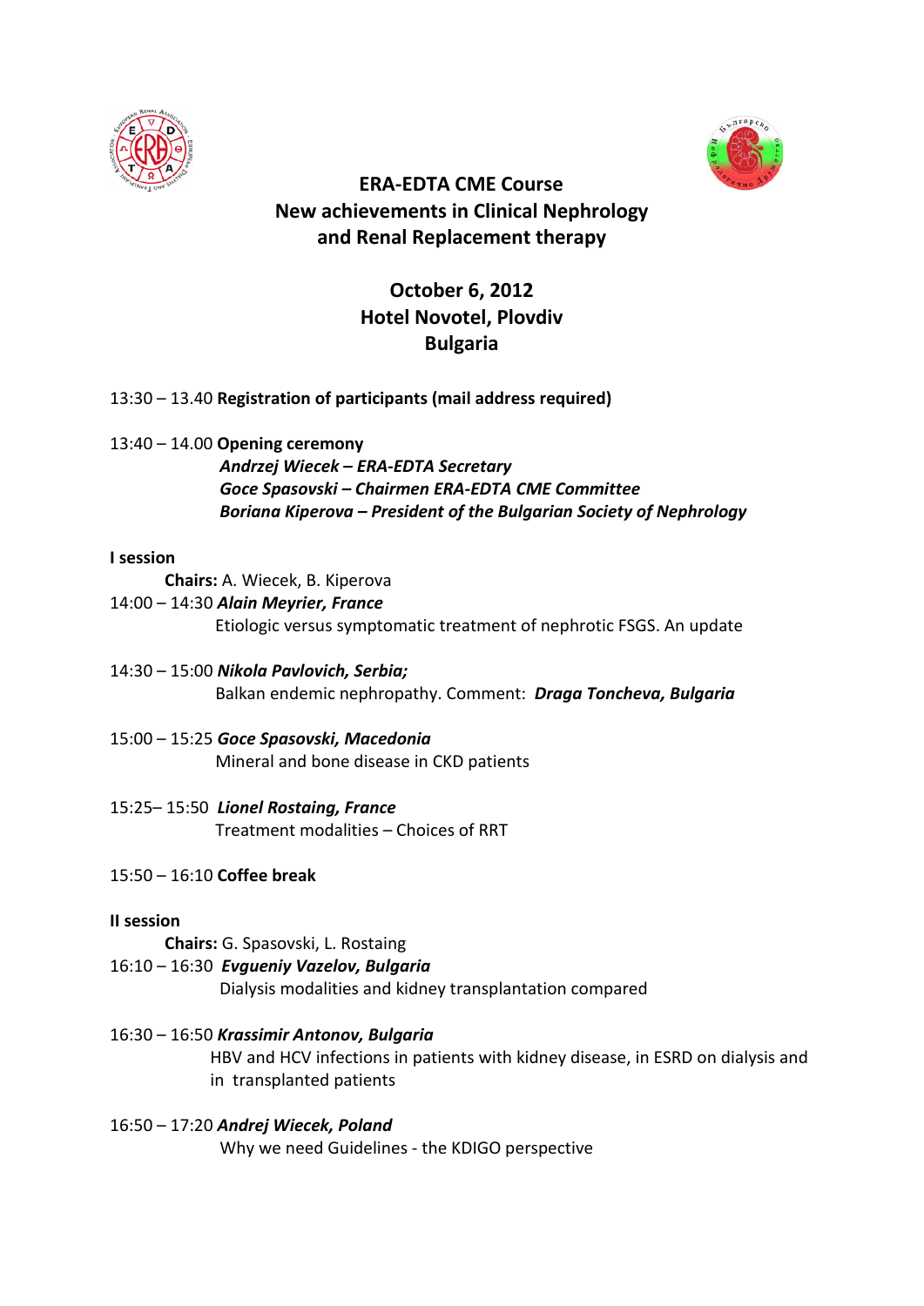# ERA-EDTA CME Course
# New achievements in Clinical Nephrology and Renal Replacement therapy

## October 6, 2012
## Hotel Novotel, Plovdiv
## Bulgaria

13:30 – 13.40 **Registration of participants (mail address required)**

13:40 – 14.00 **Opening ceremony**

***Andrzej Wiecek – ERA-EDTA Secretary***
***Goce Spasovski – Chairmen ERA-EDTA CME Committee***
***Boriana Kiperova – President of the Bulgarian Society of Nephrology***

**I session**

**Chairs:** A. Wiecek, B. Kiperova

14:00 – 14:30 ***Alain Meyrier, France***
Etiologic versus symptomatic treatment of nephrotic FSGS. An update

14:30 – 15:00 ***Nikola Pavlovich, Serbia;***
Balkan endemic nephropathy. Comment: ***Draga Toncheva, Bulgaria***

15:00 – 15:25 ***Goce Spasovski, Macedonia***
Mineral and bone disease in CKD patients

15:25– 15:50 ***Lionel Rostaing, France***
Treatment modalities – Choices of RRT

15:50 – 16:10 **Coffee break**

**II session**

**Chairs:** G. Spasovski, L. Rostaing

16:10 – 16:30 ***Evgueniy Vazelov, Bulgaria***
Dialysis modalities and kidney transplantation compared

16:30 – 16:50 ***Krassimir Antonov, Bulgaria***
HBV and HCV infections in patients with kidney disease, in ESRD on dialysis and in transplanted patients

16:50 – 17:20 ***Andrej Wiecek, Poland***
Why we need Guidelines - the KDIGO perspective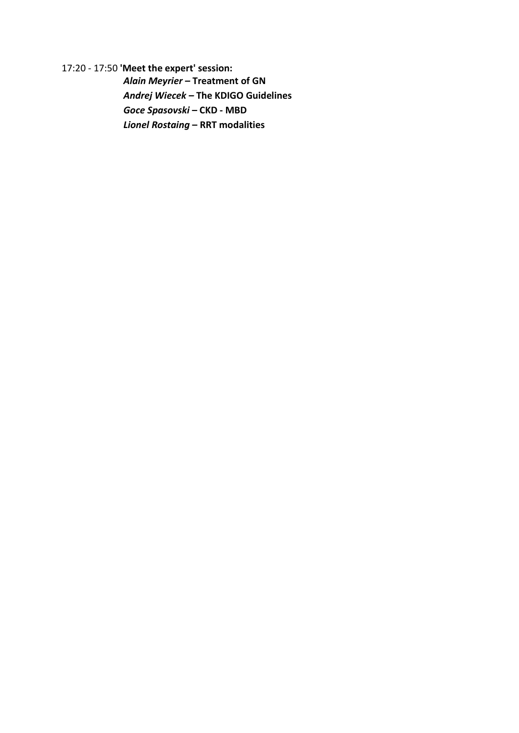17:20 - 17:50 **'Meet the expert' session:**

***Alain Meyrier* – Treatment of GN**
***Andrej Wiecek* – The KDIGO Guidelines**
***Goce Spasovski* – CKD - MBD**
***Lionel Rostaing* – RRT modalities**